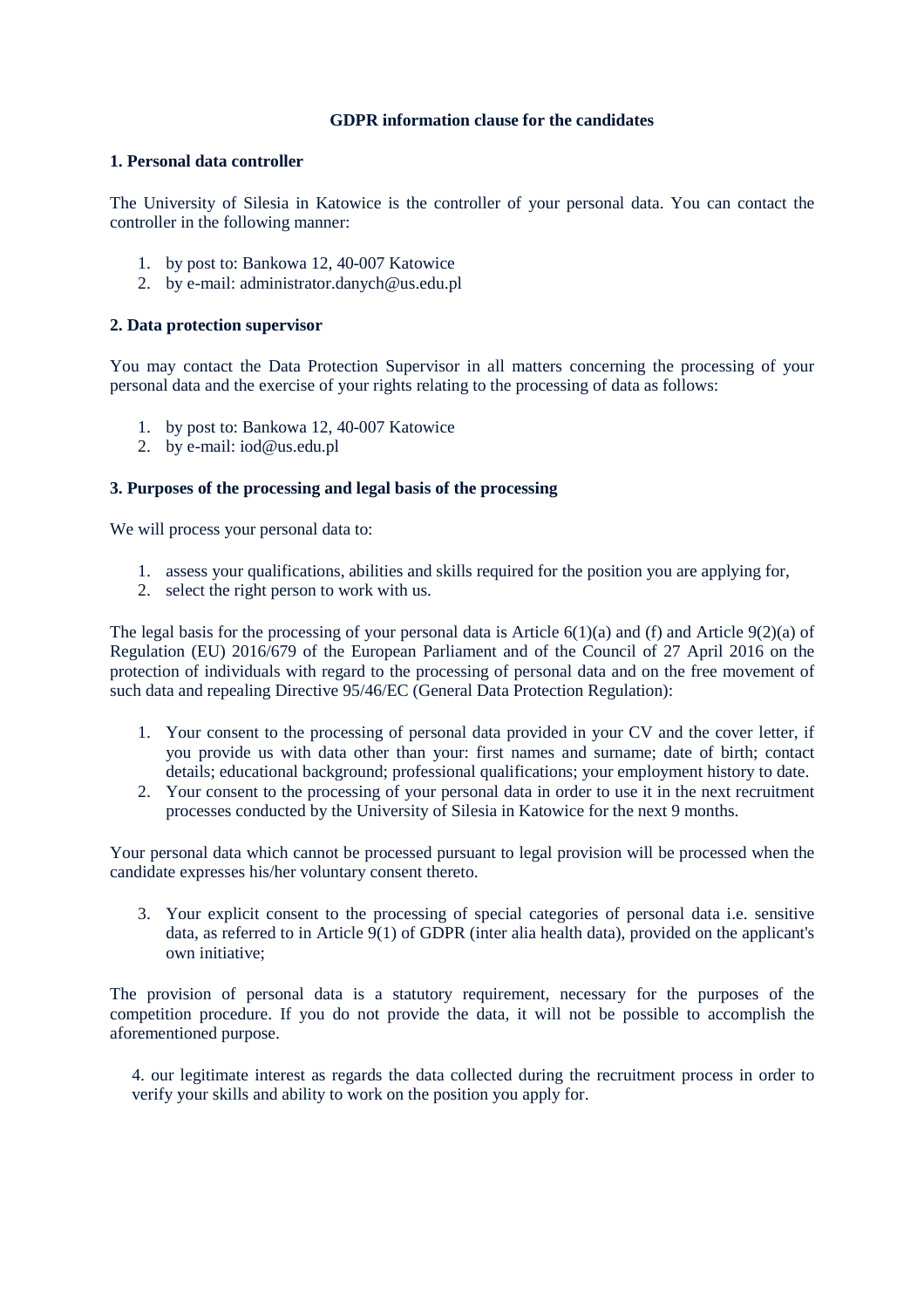**GDPR information clause for the candidates**

**1. Personal data controller**

The University of Silesia in Katowice is the controller of your personal data. You can contact the controller in the following manner:

1. by post to: Bankowa 12, 40-007 Katowice
2. by e-mail: administrator.danych@us.edu.pl

**2. Data protection supervisor**

You may contact the Data Protection Supervisor in all matters concerning the processing of your personal data and the exercise of your rights relating to the processing of data as follows:

1. by post to: Bankowa 12, 40-007 Katowice
2. by e-mail: iod@us.edu.pl

**3. Purposes of the processing and legal basis of the processing**

We will process your personal data to:

1. assess your qualifications, abilities and skills required for the position you are applying for,
2. select the right person to work with us.

The legal basis for the processing of your personal data is Article 6(1)(a) and (f) and Article 9(2)(a) of Regulation (EU) 2016/679 of the European Parliament and of the Council of 27 April 2016 on the protection of individuals with regard to the processing of personal data and on the free movement of such data and repealing Directive 95/46/EC (General Data Protection Regulation):

1. Your consent to the processing of personal data provided in your CV and the cover letter, if you provide us with data other than your: first names and surname; date of birth; contact details; educational background; professional qualifications; your employment history to date.
2. Your consent to the processing of your personal data in order to use it in the next recruitment processes conducted by the University of Silesia in Katowice for the next 9 months.

Your personal data which cannot be processed pursuant to legal provision will be processed when the candidate expresses his/her voluntary consent thereto.

3. Your explicit consent to the processing of special categories of personal data i.e. sensitive data, as referred to in Article 9(1) of GDPR (inter alia health data), provided on the applicant's own initiative;

The provision of personal data is a statutory requirement, necessary for the purposes of the competition procedure. If you do not provide the data, it will not be possible to accomplish the aforementioned purpose.

4. our legitimate interest as regards the data collected during the recruitment process in order to verify your skills and ability to work on the position you apply for.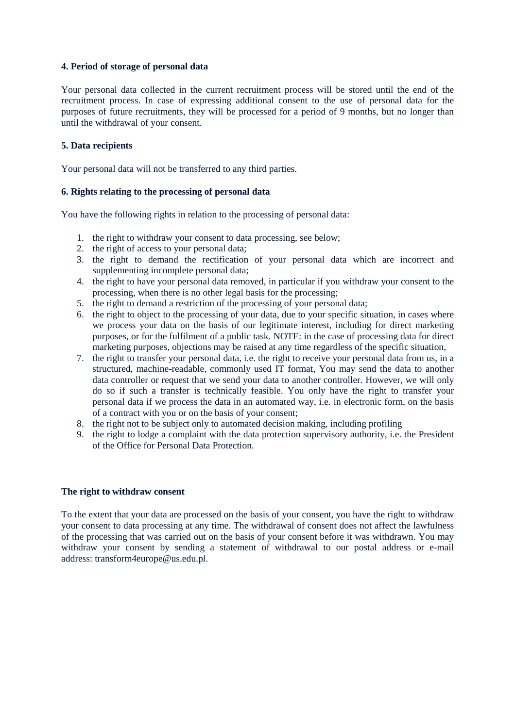**4. Period of storage of personal data**

Your personal data collected in the current recruitment process will be stored until the end of the recruitment process. In case of expressing additional consent to the use of personal data for the purposes of future recruitments, they will be processed for a period of 9 months, but no longer than until the withdrawal of your consent.

**5. Data recipients**

Your personal data will not be transferred to any third parties.

**6. Rights relating to the processing of personal data**

You have the following rights in relation to the processing of personal data:

1. the right to withdraw your consent to data processing, see below;
2. the right of access to your personal data;
3. the right to demand the rectification of your personal data which are incorrect and supplementing incomplete personal data;
4. the right to have your personal data removed, in particular if you withdraw your consent to the processing, when there is no other legal basis for the processing;
5. the right to demand a restriction of the processing of your personal data;
6. the right to object to the processing of your data, due to your specific situation, in cases where we process your data on the basis of our legitimate interest, including for direct marketing purposes, or for the fulfilment of a public task. NOTE: in the case of processing data for direct marketing purposes, objections may be raised at any time regardless of the specific situation,
7. the right to transfer your personal data, i.e. the right to receive your personal data from us, in a structured, machine-readable, commonly used IT format, You may send the data to another data controller or request that we send your data to another controller. However, we will only do so if such a transfer is technically feasible. You only have the right to transfer your personal data if we process the data in an automated way, i.e. in electronic form, on the basis of a contract with you or on the basis of your consent;
8. the right not to be subject only to automated decision making, including profiling
9. the right to lodge a complaint with the data protection supervisory authority, i.e. the President of the Office for Personal Data Protection.

**The right to withdraw consent**

To the extent that your data are processed on the basis of your consent, you have the right to withdraw your consent to data processing at any time. The withdrawal of consent does not affect the lawfulness of the processing that was carried out on the basis of your consent before it was withdrawn. You may withdraw your consent by sending a statement of withdrawal to our postal address or e-mail address: transform4europe@us.edu.pl.